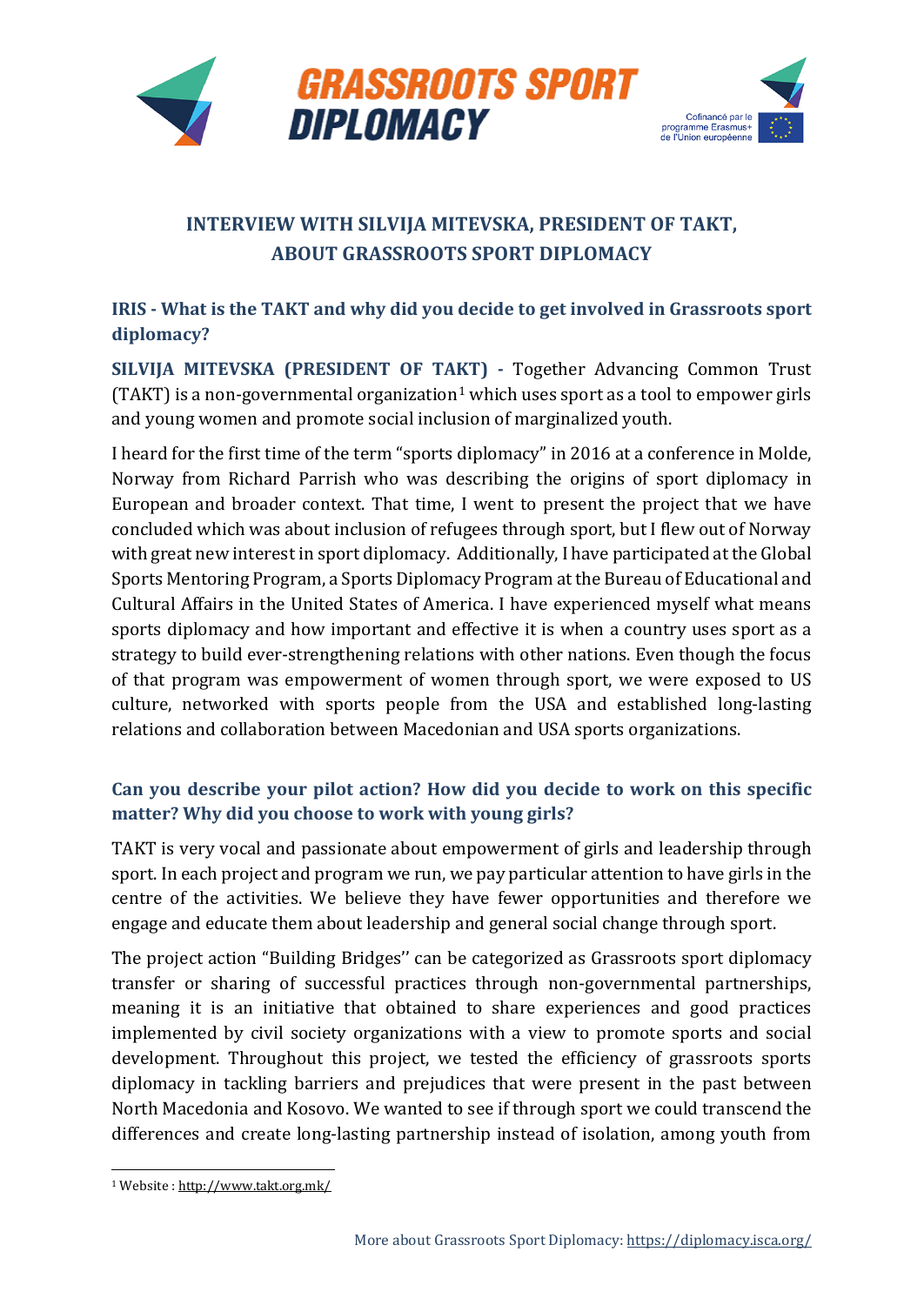# INTERVIEW WITH SILVIJA MITEVSKA, PRESIDENT OF TAKT, ABOUT GRASSROOTS SPORT DIPLOMACY

## IRIS - What is the TAKT and why did you decide to get involved in Grassroots sport diplomacy?

**SILVIJA MITEVSKA (PRESIDENT OF TAKT) -** Together Advancing Common Trust (TAKT) is a non-governmental organization[1] which uses sport as a tool to empower girls and young women and promote social inclusion of marginalized youth.

I heard for the first time of the term "sports diplomacy" in 2016 at a conference in Molde, Norway from Richard Parrish who was describing the origins of sport diplomacy in European and broader context. That time, I went to present the project that we have concluded which was about inclusion of refugees through sport, but I flew out of Norway with great new interest in sport diplomacy. Additionally, I have participated at the Global Sports Mentoring Program, a Sports Diplomacy Program at the Bureau of Educational and Cultural Affairs in the United States of America. I have experienced myself what means sports diplomacy and how important and effective it is when a country uses sport as a strategy to build ever-strengthening relations with other nations. Even though the focus of that program was empowerment of women through sport, we were exposed to US culture, networked with sports people from the USA and established long-lasting relations and collaboration between Macedonian and USA sports organizations.

## Can you describe your pilot action? How did you decide to work on this specific matter? Why did you choose to work with young girls?

TAKT is very vocal and passionate about empowerment of girls and leadership through sport. In each project and program we run, we pay particular attention to have girls in the centre of the activities. We believe they have fewer opportunities and therefore we engage and educate them about leadership and general social change through sport.

The project action "Building Bridges'' can be categorized as Grassroots sport diplomacy transfer or sharing of successful practices through non-governmental partnerships, meaning it is an initiative that obtained to share experiences and good practices implemented by civil society organizations with a view to promote sports and social development. Throughout this project, we tested the efficiency of grassroots sports diplomacy in tackling barriers and prejudices that were present in the past between North Macedonia and Kosovo. We wanted to see if through sport we could transcend the differences and create long-lasting partnership instead of isolation, among youth from

---

[1] Website : http://www.takt.org.mk/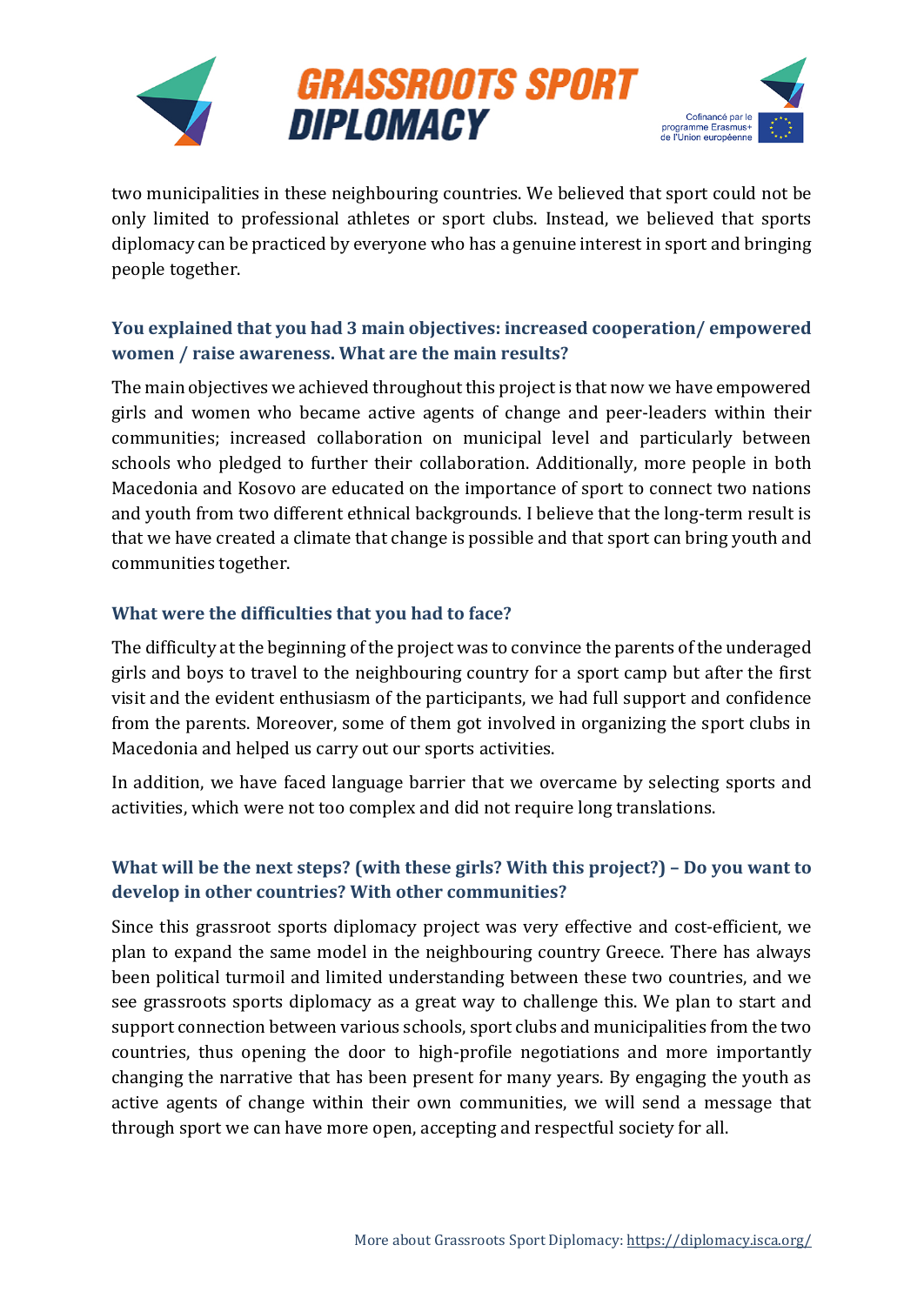two municipalities in these neighbouring countries. We believed that sport could not be only limited to professional athletes or sport clubs. Instead, we believed that sports diplomacy can be practiced by everyone who has a genuine interest in sport and bringing people together.

### You explained that you had 3 main objectives: increased cooperation/ empowered women / raise awareness. What are the main results?

The main objectives we achieved throughout this project is that now we have empowered girls and women who became active agents of change and peer-leaders within their communities; increased collaboration on municipal level and particularly between schools who pledged to further their collaboration. Additionally, more people in both Macedonia and Kosovo are educated on the importance of sport to connect two nations and youth from two different ethnical backgrounds. I believe that the long-term result is that we have created a climate that change is possible and that sport can bring youth and communities together.

### What were the difficulties that you had to face?

The difficulty at the beginning of the project was to convince the parents of the underaged girls and boys to travel to the neighbouring country for a sport camp but after the first visit and the evident enthusiasm of the participants, we had full support and confidence from the parents. Moreover, some of them got involved in organizing the sport clubs in Macedonia and helped us carry out our sports activities.

In addition, we have faced language barrier that we overcame by selecting sports and activities, which were not too complex and did not require long translations.

### What will be the next steps? (with these girls? With this project?) – Do you want to develop in other countries? With other communities?

Since this grassroot sports diplomacy project was very effective and cost-efficient, we plan to expand the same model in the neighbouring country Greece. There has always been political turmoil and limited understanding between these two countries, and we see grassroots sports diplomacy as a great way to challenge this. We plan to start and support connection between various schools, sport clubs and municipalities from the two countries, thus opening the door to high-profile negotiations and more importantly changing the narrative that has been present for many years. By engaging the youth as active agents of change within their own communities, we will send a message that through sport we can have more open, accepting and respectful society for all.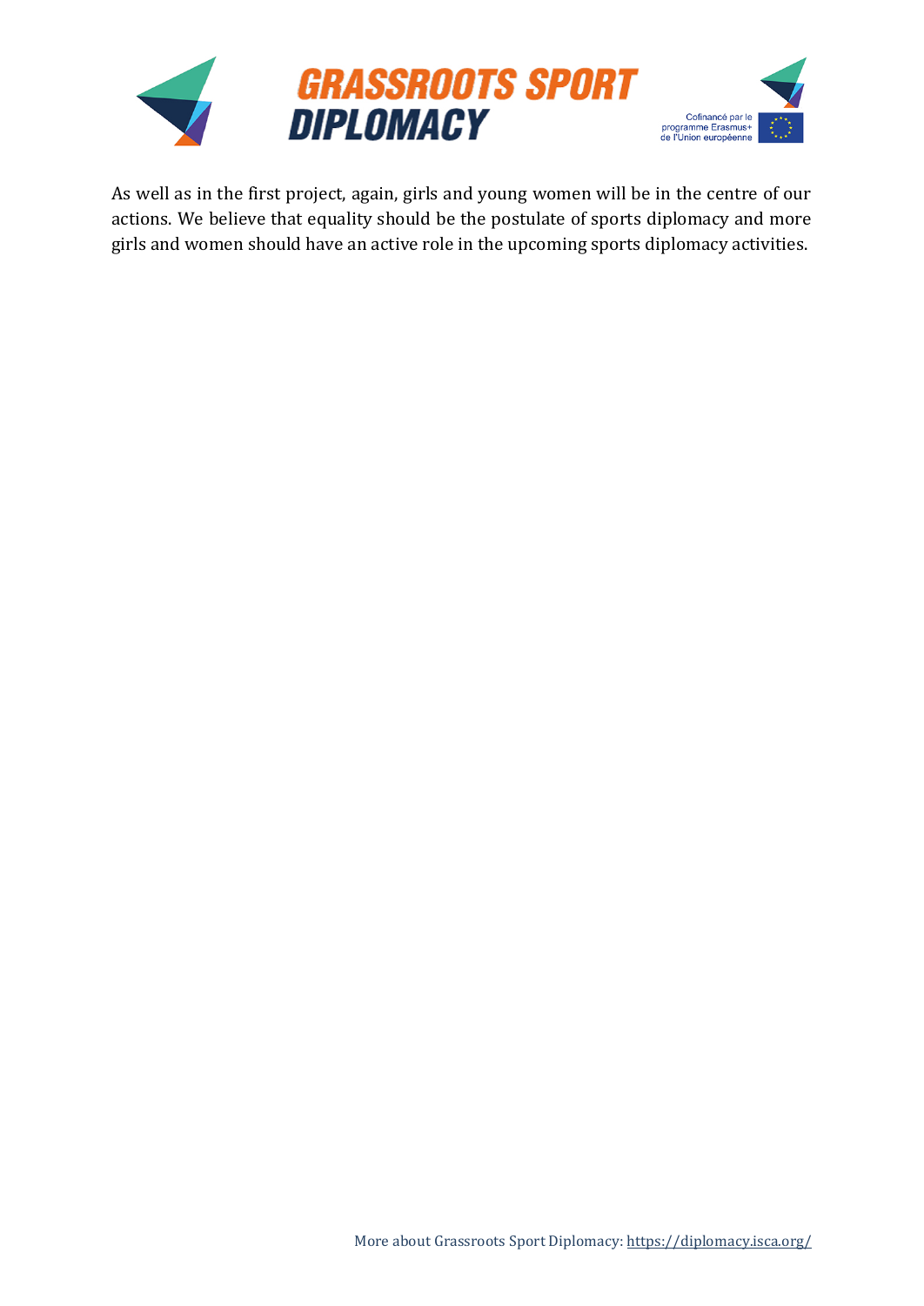As well as in the first project, again, girls and young women will be in the centre of our actions. We believe that equality should be the postulate of sports diplomacy and more girls and women should have an active role in the upcoming sports diplomacy activities.